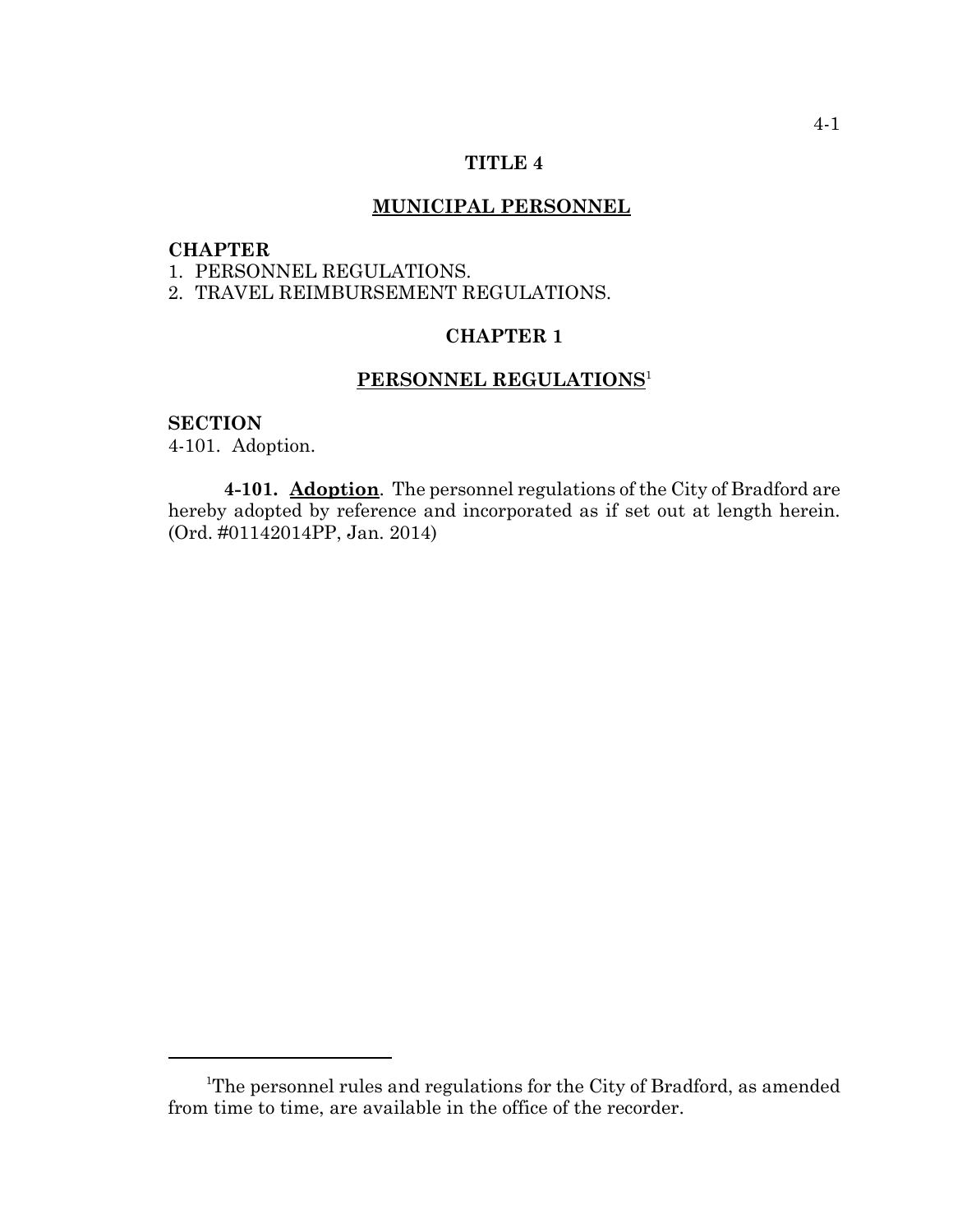# TITLE 4

## MUNICIPAL PERSONNEL

**CHAPTER**
1. PERSONNEL REGULATIONS.
2. TRAVEL REIMBURSEMENT REGULATIONS.

## CHAPTER 1

## PERSONNEL REGULATIONS[1]

**SECTION**
4-101. Adoption.

**4-101. Adoption**. The personnel regulations of the City of Bradford are hereby adopted by reference and incorporated as if set out at length herein. (Ord. #01142014PP, Jan. 2014)

---

[1]The personnel rules and regulations for the City of Bradford, as amended from time to time, are available in the office of the recorder.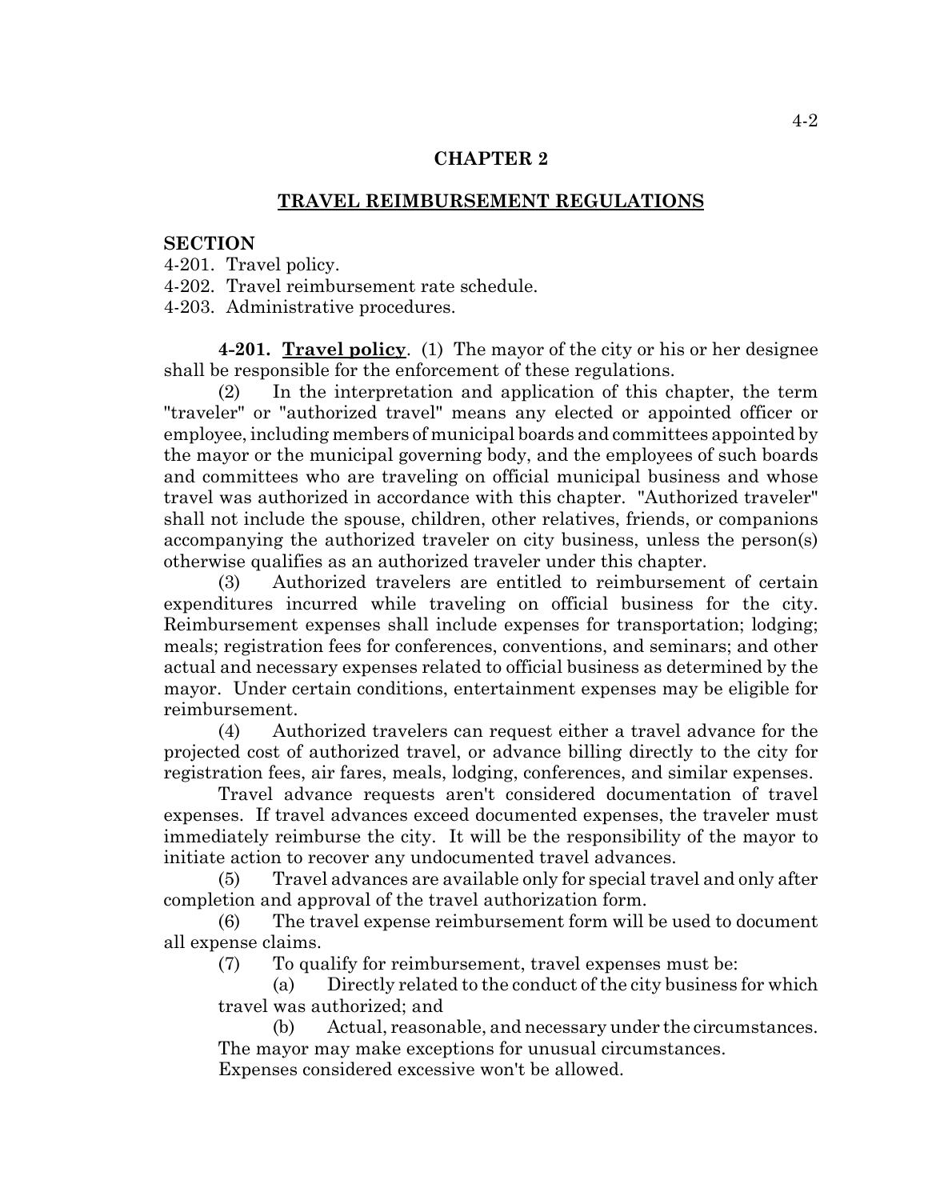# CHAPTER 2

## TRAVEL REIMBURSEMENT REGULATIONS

**SECTION**
4-201. Travel policy.
4-202. Travel reimbursement rate schedule.
4-203. Administrative procedures.

**4-201. Travel policy**. (1) The mayor of the city or his or her designee shall be responsible for the enforcement of these regulations.

(2) In the interpretation and application of this chapter, the term "traveler" or "authorized travel" means any elected or appointed officer or employee, including members of municipal boards and committees appointed by the mayor or the municipal governing body, and the employees of such boards and committees who are traveling on official municipal business and whose travel was authorized in accordance with this chapter. "Authorized traveler" shall not include the spouse, children, other relatives, friends, or companions accompanying the authorized traveler on city business, unless the person(s) otherwise qualifies as an authorized traveler under this chapter.

(3) Authorized travelers are entitled to reimbursement of certain expenditures incurred while traveling on official business for the city. Reimbursement expenses shall include expenses for transportation; lodging; meals; registration fees for conferences, conventions, and seminars; and other actual and necessary expenses related to official business as determined by the mayor. Under certain conditions, entertainment expenses may be eligible for reimbursement.

(4) Authorized travelers can request either a travel advance for the projected cost of authorized travel, or advance billing directly to the city for registration fees, air fares, meals, lodging, conferences, and similar expenses.

Travel advance requests aren't considered documentation of travel expenses. If travel advances exceed documented expenses, the traveler must immediately reimburse the city. It will be the responsibility of the mayor to initiate action to recover any undocumented travel advances.

(5) Travel advances are available only for special travel and only after completion and approval of the travel authorization form.

(6) The travel expense reimbursement form will be used to document all expense claims.

(7) To qualify for reimbursement, travel expenses must be:

(a) Directly related to the conduct of the city business for which travel was authorized; and

(b) Actual, reasonable, and necessary under the circumstances. The mayor may make exceptions for unusual circumstances.

Expenses considered excessive won't be allowed.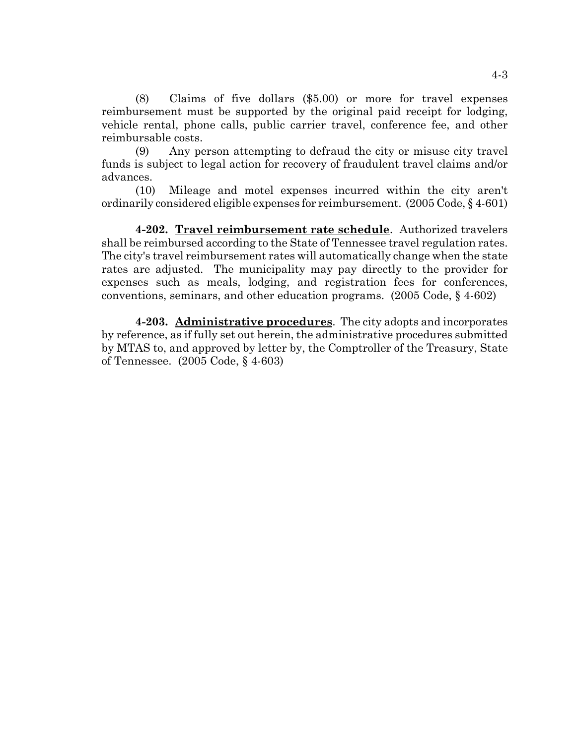(8) Claims of five dollars ($5.00) or more for travel expenses reimbursement must be supported by the original paid receipt for lodging, vehicle rental, phone calls, public carrier travel, conference fee, and other reimbursable costs.

(9) Any person attempting to defraud the city or misuse city travel funds is subject to legal action for recovery of fraudulent travel claims and/or advances.

(10) Mileage and motel expenses incurred within the city aren't ordinarily considered eligible expenses for reimbursement. (2005 Code, § 4-601)

**4-202. Travel reimbursement rate schedule**. Authorized travelers shall be reimbursed according to the State of Tennessee travel regulation rates. The city's travel reimbursement rates will automatically change when the state rates are adjusted. The municipality may pay directly to the provider for expenses such as meals, lodging, and registration fees for conferences, conventions, seminars, and other education programs. (2005 Code, § 4-602)

**4-203. Administrative procedures**. The city adopts and incorporates by reference, as if fully set out herein, the administrative procedures submitted by MTAS to, and approved by letter by, the Comptroller of the Treasury, State of Tennessee. (2005 Code, § 4-603)